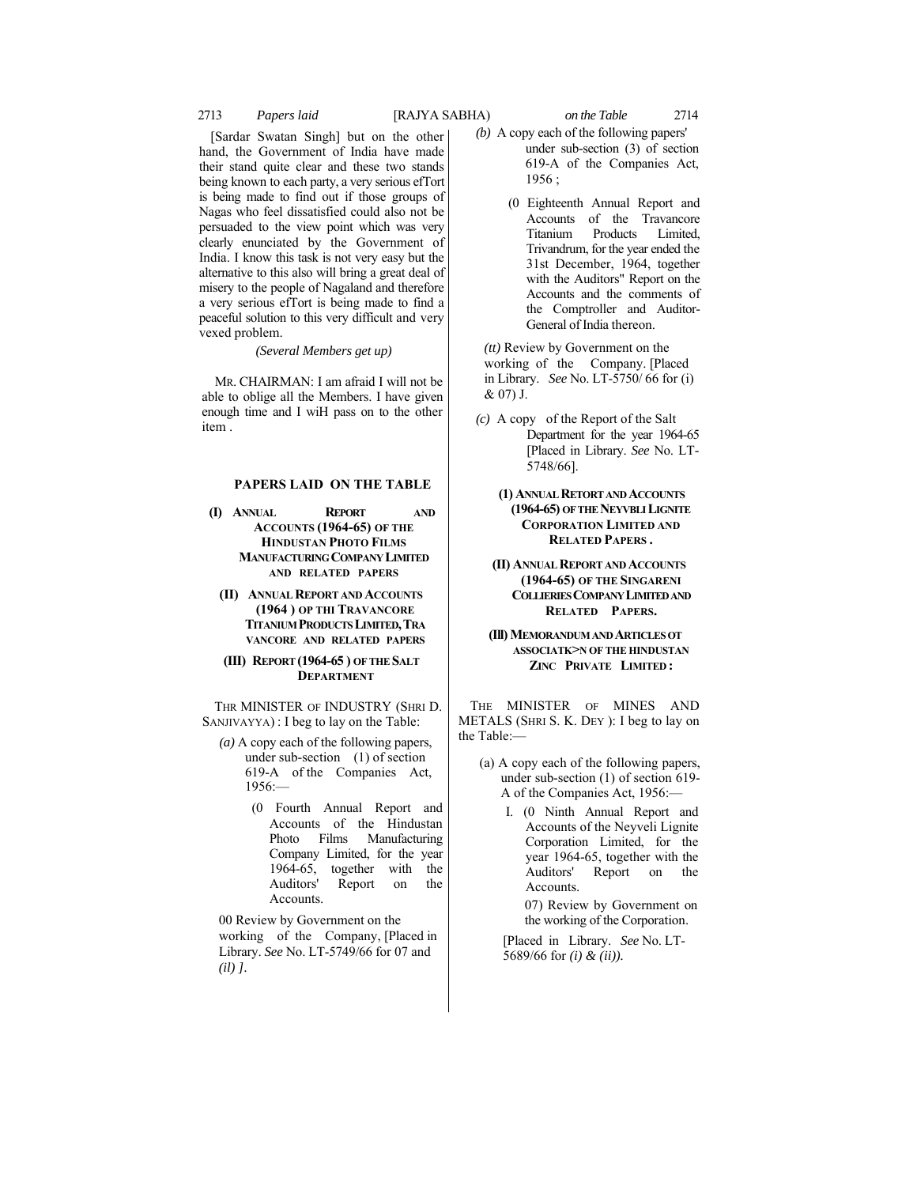[Sardar Swatan Singh] but on the other hand, the Government of India have made their stand quite clear and these two stands being known to each party, a very serious efTort is being made to find out if those groups of Nagas who feel dissatisfied could also not be persuaded to the view point which was very clearly enunciated by the Government of India. I know this task is not very easy but the alternative to this also will bring a great deal of misery to the people of Nagaland and therefore a very serious efTort is being made to find a peaceful solution to this very difficult and very vexed problem.

*(Several Members get up)*

MR. CHAIRMAN: I am afraid I will not be able to oblige all the Members. I have given enough time and I wiH pass on to the other item .

## PAPERS LAID ON THE TABLE

**(I) ANNUAL REPORT AND ACCOUNTS (1964-65) OF THE HINDUSTAN PHOTO FILMS MANUFACTURING COMPANY LIMITED AND RELATED PAPERS**

**(II) ANNUAL REPORT AND ACCOUNTS (1964 ) OP THI TRAVANCORE TITANIUM PRODUCTS LIMITED, TRAVANCORE AND RELATED PAPERS**

**(III) REPORT (1964-65 ) OF THE SALT DEPARTMENT**

THR MINISTER OF INDUSTRY (SHRI D. SANJIVAYYA) : I beg to lay on the Table:

*(a)* A copy each of the following papers, under sub-section (1) of section 619-A of the Companies Act, 1956:—

(0 Fourth Annual Report and Accounts of the Hindustan Photo Films Manufacturing Company Limited, for the year 1964-65, together with the Auditors' Report on the Accounts.

00 Review by Government on the working of the Company, [Placed in Library. *See* No. LT-5749/66 for 07 and *(il) ]*.

*(b)* A copy each of the following papers' under sub-section (3) of section 619-A of the Companies Act, 1956 ;

(0 Eighteenth Annual Report and Accounts of the Travancore Titanium Products Limited, Trivandrum, for the year ended the 31st December, 1964, together with the Auditors" Report on the Accounts and the comments of the Comptroller and Auditor-General of India thereon.

*(tt)* Review by Government on the working of the Company. [Placed in Library. *See* No. LT-5750/ 66 for (i) & 07) J.

*(c)* A copy of the Report of the Salt Department for the year 1964-65 [Placed in Library. *See* No. LT-5748/66].

**(1) ANNUAL RETORT AND ACCOUNTS (1964-65) OF THE NEYVBLI LIGNITE CORPORATION LIMITED AND RELATED PAPERS .**

**(II) ANNUAL REPORT AND ACCOUNTS (1964-65) OF THE SINGARENI COLLIERIES COMPANY LIMITED AND RELATED PAPERS.**

**(Ill) MEMORANDUM AND ARTICLES OT ASSOCIATK>N OF THE HINDUSTAN ZINC PRIVATE LIMITED :**

THE MINISTER OF MINES AND METALS (SHRI S. K. DEY ): I beg to lay on the Table:—

(a) A copy each of the following papers, under sub-section (1) of section 619-A of the Companies Act, 1956:—

I. (0 Ninth Annual Report and Accounts of the Neyveli Lignite Corporation Limited, for the year 1964-65, together with the Auditors' Report on the Accounts.

07) Review by Government on the working of the Corporation.

[Placed in Library. *See* No. LT-5689/66 for *(i) & (ii))*.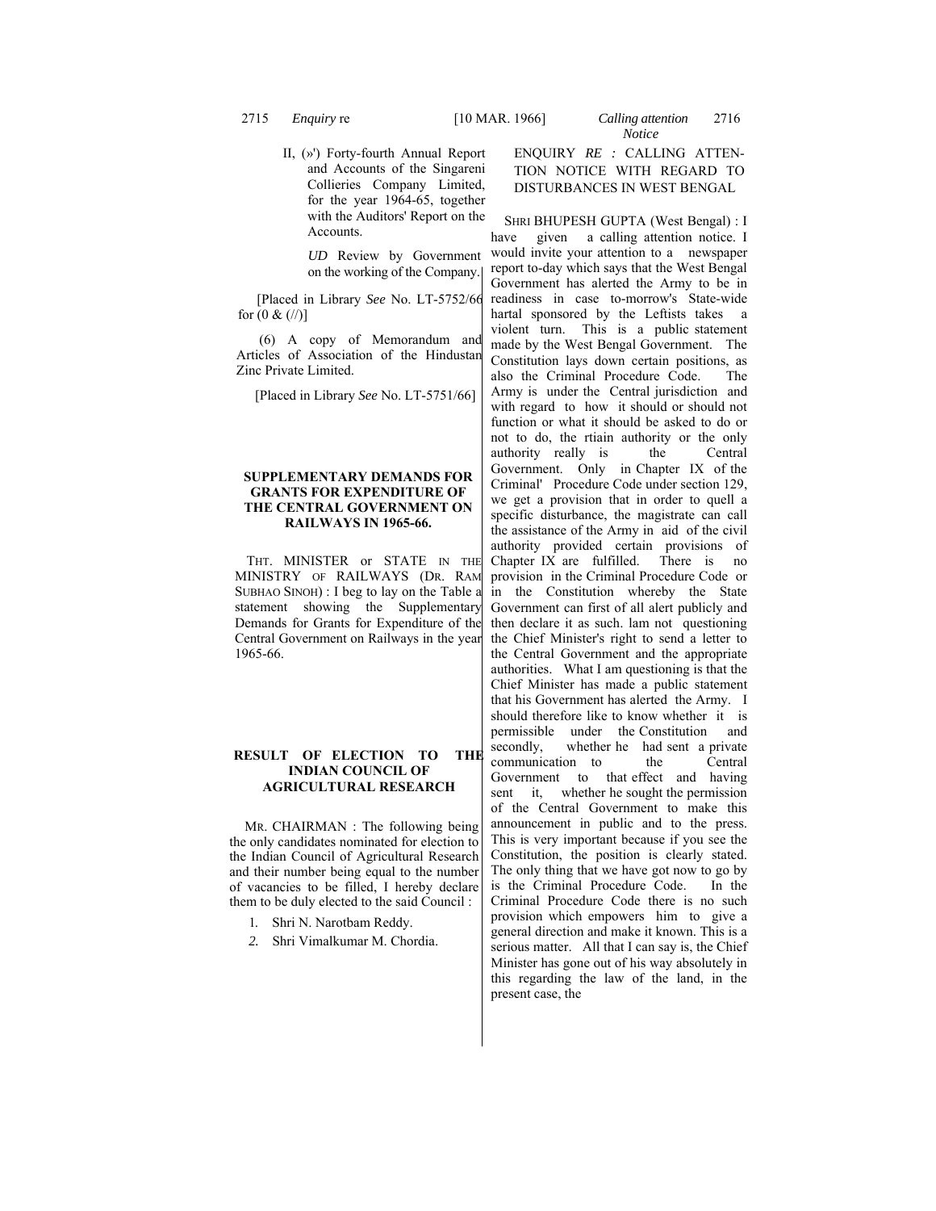II, (»') Forty-fourth Annual Report and Accounts of the Singareni Collieries Company Limited, for the year 1964-65, together with the Auditors' Report on the Accounts.

*UD* Review by Government on the working of the Company.

[Placed in Library *See* No. LT-5752/66 for (0 & (//)]

(6) A copy of Memorandum and Articles of Association of the Hindustan Zinc Private Limited.

[Placed in Library *See* No. LT-5751/66]

## SUPPLEMENTARY DEMANDS FOR GRANTS FOR EXPENDITURE OF THE CENTRAL GOVERNMENT ON RAILWAYS IN 1965-66.

THT. MINISTER or STATE IN THE MINISTRY OF RAILWAYS (DR. RAM SUBHAO SINOH) : I beg to lay on the Table a statement showing the Supplementary Demands for Grants for Expenditure of the Central Government on Railways in the year 1965-66.

## RESULT OF ELECTION TO THE INDIAN COUNCIL OF AGRICULTURAL RESEARCH

MR. CHAIRMAN : The following being the only candidates nominated for election to the Indian Council of Agricultural Research and their number being equal to the number of vacancies to be filled, I hereby declare them to be duly elected to the said Council :

1. Shri N. Narotbam Reddy.
2. Shri Vimalkumar M. Chordia.

## ENQUIRY *RE :* CALLING ATTENTION NOTICE WITH REGARD TO DISTURBANCES IN WEST BENGAL

SHRI BHUPESH GUPTA (West Bengal) : I have given a calling attention notice. I would invite your attention to a newspaper report to-day which says that the West Bengal Government has alerted the Army to be in readiness in case to-morrow's State-wide hartal sponsored by the Leftists takes a violent turn. This is a public statement made by the West Bengal Government. The Constitution lays down certain positions, as also the Criminal Procedure Code. The Army is under the Central jurisdiction and with regard to how it should or should not function or what it should be asked to do or not to do, the rtiain authority or the only authority really is the Central Government. Only in Chapter IX of the Criminal' Procedure Code under section 129, we get a provision that in order to quell a specific disturbance, the magistrate can call the assistance of the Army in aid of the civil authority provided certain provisions of Chapter IX are fulfilled. There is no provision in the Criminal Procedure Code or in the Constitution whereby the State Government can first of all alert publicly and then declare it as such. lam not questioning the Chief Minister's right to send a letter to the Central Government and the appropriate authorities. What I am questioning is that the Chief Minister has made a public statement that his Government has alerted the Army. I should therefore like to know whether it is permissible under the Constitution and secondly, whether he had sent a private communication to the Central Government to that effect and having sent it, whether he sought the permission of the Central Government to make this announcement in public and to the press. This is very important because if you see the Constitution, the position is clearly stated. The only thing that we have got now to go by is the Criminal Procedure Code. In the Criminal Procedure Code there is no such provision which empowers him to give a general direction and make it known. This is a serious matter. All that I can say is, the Chief Minister has gone out of his way absolutely in this regarding the law of the land, in the present case, the